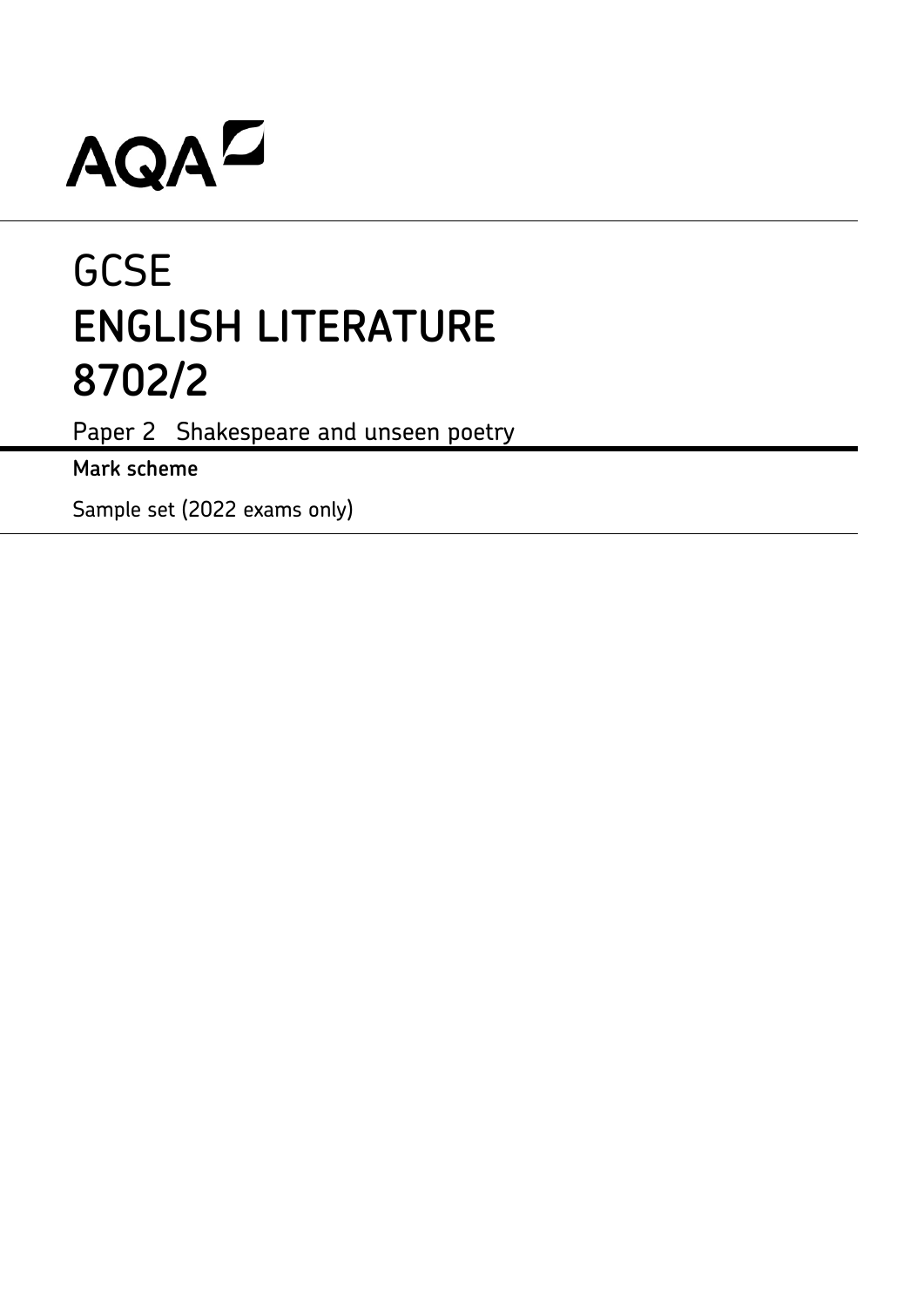AQA

# GCSE
# ENGLISH LITERATURE
# 8702/2

Paper 2 Shakespeare and unseen poetry

**Mark scheme**

Sample set (2022 exams only)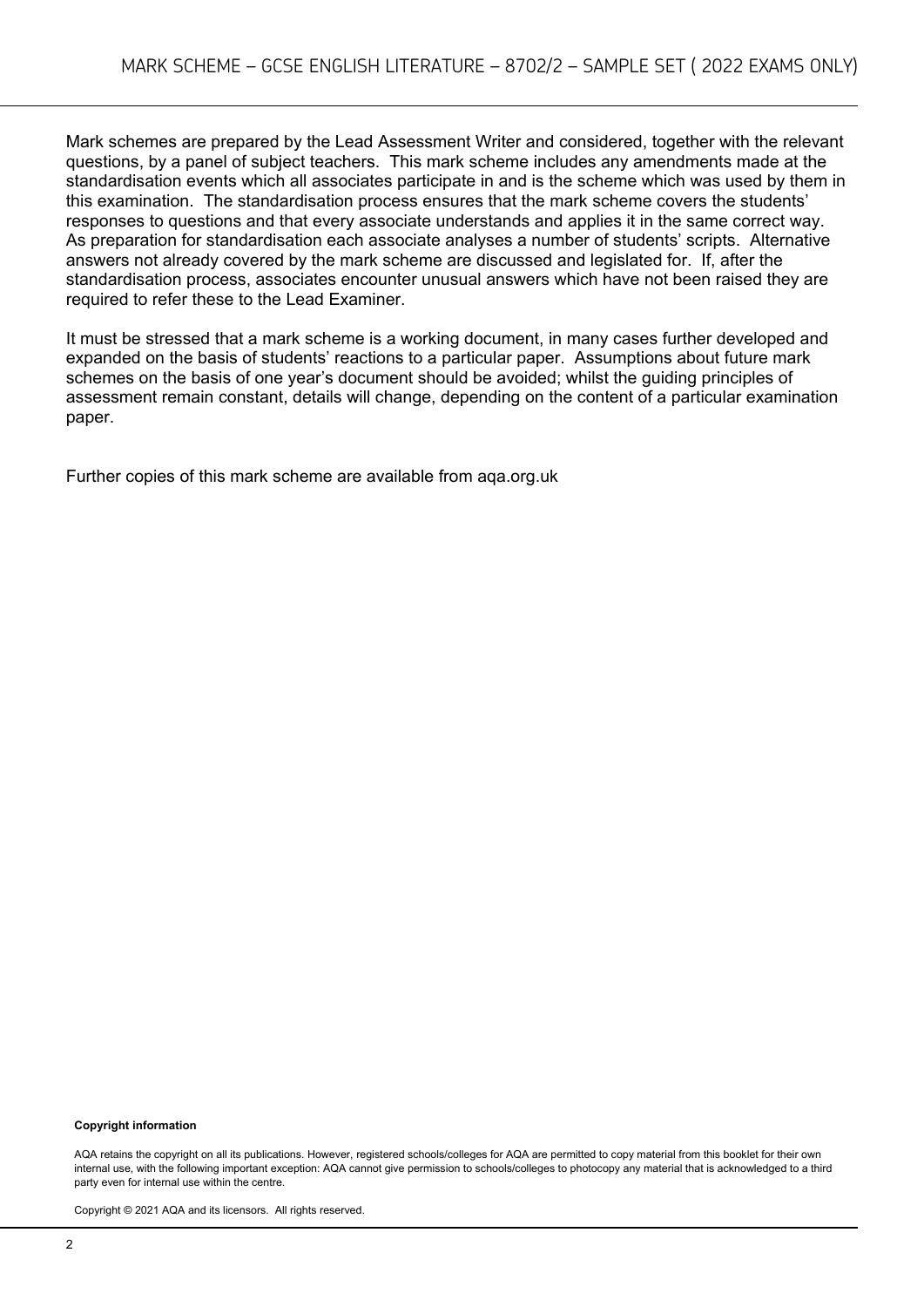Mark schemes are prepared by the Lead Assessment Writer and considered, together with the relevant questions, by a panel of subject teachers. This mark scheme includes any amendments made at the standardisation events which all associates participate in and is the scheme which was used by them in this examination. The standardisation process ensures that the mark scheme covers the students' responses to questions and that every associate understands and applies it in the same correct way. As preparation for standardisation each associate analyses a number of students' scripts. Alternative answers not already covered by the mark scheme are discussed and legislated for. If, after the standardisation process, associates encounter unusual answers which have not been raised they are required to refer these to the Lead Examiner.

It must be stressed that a mark scheme is a working document, in many cases further developed and expanded on the basis of students' reactions to a particular paper. Assumptions about future mark schemes on the basis of one year's document should be avoided; whilst the guiding principles of assessment remain constant, details will change, depending on the content of a particular examination paper.

Further copies of this mark scheme are available from aqa.org.uk

**Copyright information**

AQA retains the copyright on all its publications. However, registered schools/colleges for AQA are permitted to copy material from this booklet for their own internal use, with the following important exception: AQA cannot give permission to schools/colleges to photocopy any material that is acknowledged to a third party even for internal use within the centre.

Copyright © 2021 AQA and its licensors. All rights reserved.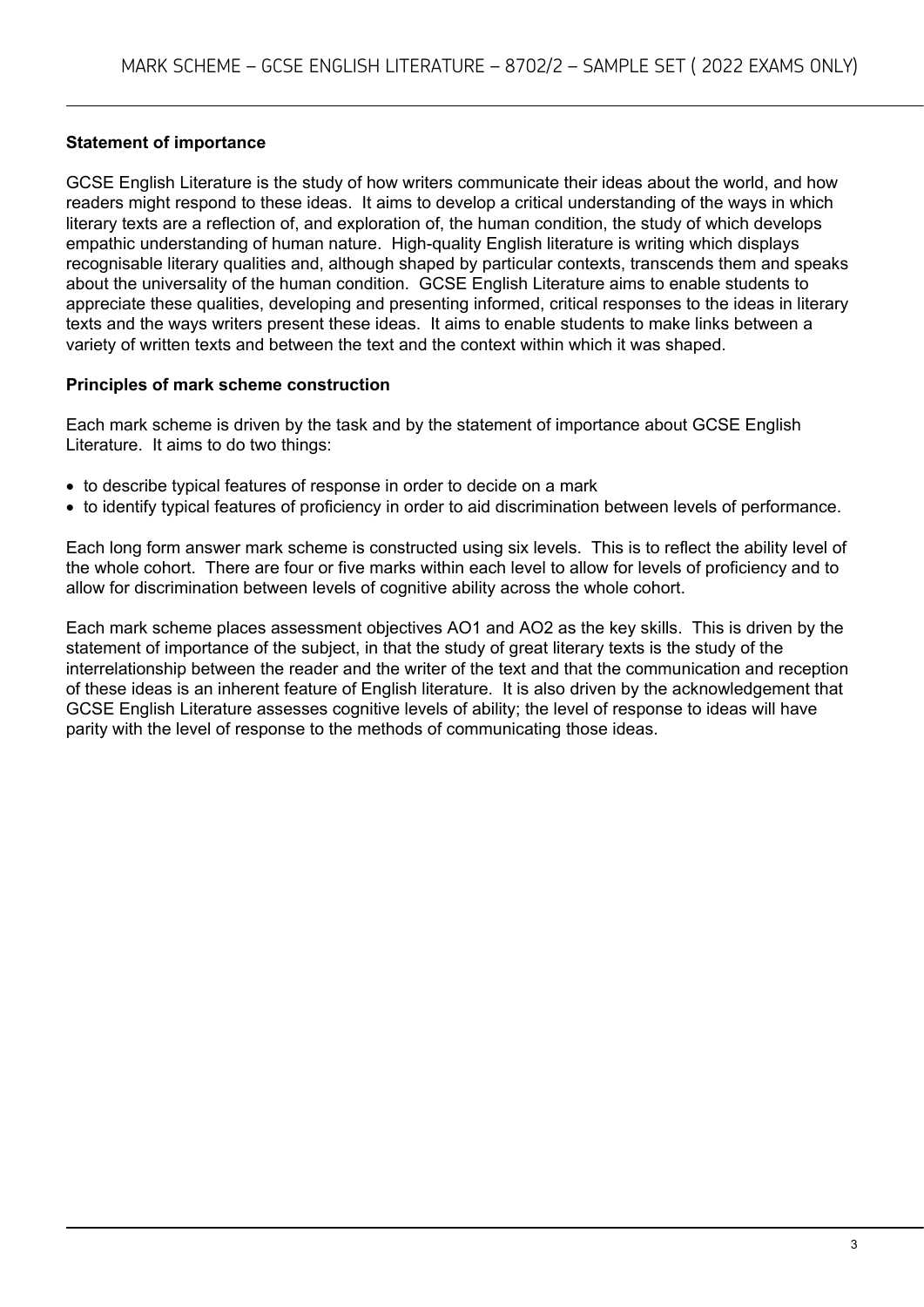**Statement of importance**

GCSE English Literature is the study of how writers communicate their ideas about the world, and how readers might respond to these ideas. It aims to develop a critical understanding of the ways in which literary texts are a reflection of, and exploration of, the human condition, the study of which develops empathic understanding of human nature. High-quality English literature is writing which displays recognisable literary qualities and, although shaped by particular contexts, transcends them and speaks about the universality of the human condition. GCSE English Literature aims to enable students to appreciate these qualities, developing and presenting informed, critical responses to the ideas in literary texts and the ways writers present these ideas. It aims to enable students to make links between a variety of written texts and between the text and the context within which it was shaped.

**Principles of mark scheme construction**

Each mark scheme is driven by the task and by the statement of importance about GCSE English Literature. It aims to do two things:

- to describe typical features of response in order to decide on a mark
- to identify typical features of proficiency in order to aid discrimination between levels of performance.

Each long form answer mark scheme is constructed using six levels. This is to reflect the ability level of the whole cohort. There are four or five marks within each level to allow for levels of proficiency and to allow for discrimination between levels of cognitive ability across the whole cohort.

Each mark scheme places assessment objectives AO1 and AO2 as the key skills. This is driven by the statement of importance of the subject, in that the study of great literary texts is the study of the interrelationship between the reader and the writer of the text and that the communication and reception of these ideas is an inherent feature of English literature. It is also driven by the acknowledgement that GCSE English Literature assesses cognitive levels of ability; the level of response to ideas will have parity with the level of response to the methods of communicating those ideas.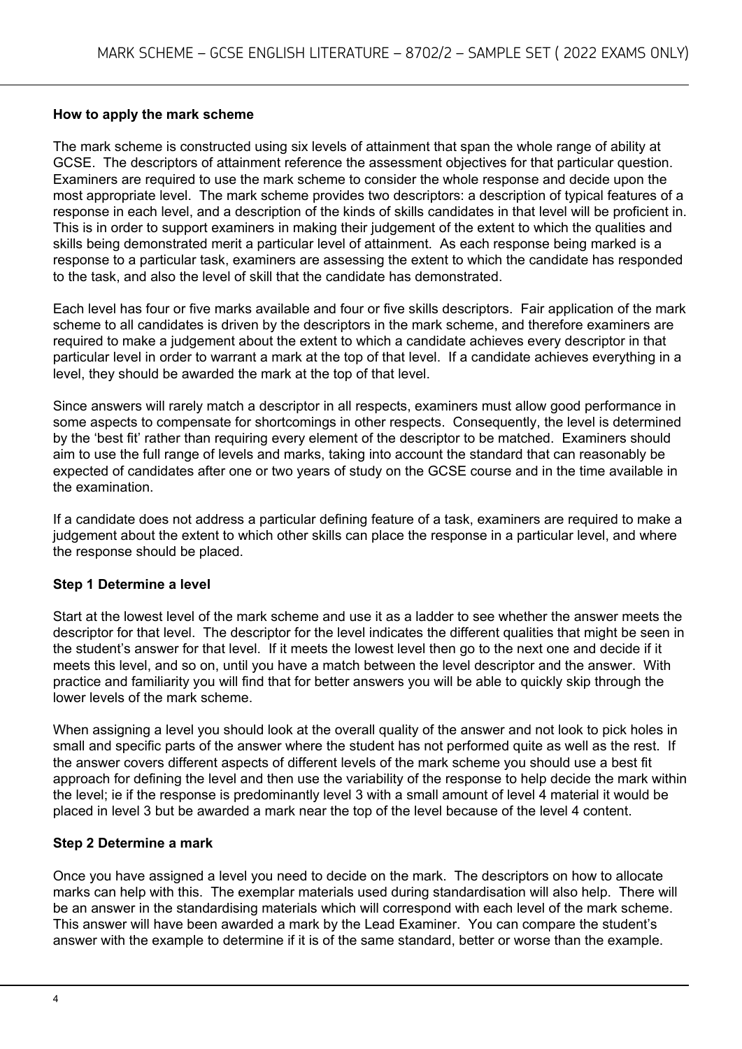**How to apply the mark scheme**

The mark scheme is constructed using six levels of attainment that span the whole range of ability at GCSE. The descriptors of attainment reference the assessment objectives for that particular question. Examiners are required to use the mark scheme to consider the whole response and decide upon the most appropriate level. The mark scheme provides two descriptors: a description of typical features of a response in each level, and a description of the kinds of skills candidates in that level will be proficient in. This is in order to support examiners in making their judgement of the extent to which the qualities and skills being demonstrated merit a particular level of attainment. As each response being marked is a response to a particular task, examiners are assessing the extent to which the candidate has responded to the task, and also the level of skill that the candidate has demonstrated.

Each level has four or five marks available and four or five skills descriptors. Fair application of the mark scheme to all candidates is driven by the descriptors in the mark scheme, and therefore examiners are required to make a judgement about the extent to which a candidate achieves every descriptor in that particular level in order to warrant a mark at the top of that level. If a candidate achieves everything in a level, they should be awarded the mark at the top of that level.

Since answers will rarely match a descriptor in all respects, examiners must allow good performance in some aspects to compensate for shortcomings in other respects. Consequently, the level is determined by the 'best fit' rather than requiring every element of the descriptor to be matched. Examiners should aim to use the full range of levels and marks, taking into account the standard that can reasonably be expected of candidates after one or two years of study on the GCSE course and in the time available in the examination.

If a candidate does not address a particular defining feature of a task, examiners are required to make a judgement about the extent to which other skills can place the response in a particular level, and where the response should be placed.

**Step 1 Determine a level**

Start at the lowest level of the mark scheme and use it as a ladder to see whether the answer meets the descriptor for that level. The descriptor for the level indicates the different qualities that might be seen in the student's answer for that level. If it meets the lowest level then go to the next one and decide if it meets this level, and so on, until you have a match between the level descriptor and the answer. With practice and familiarity you will find that for better answers you will be able to quickly skip through the lower levels of the mark scheme.

When assigning a level you should look at the overall quality of the answer and not look to pick holes in small and specific parts of the answer where the student has not performed quite as well as the rest. If the answer covers different aspects of different levels of the mark scheme you should use a best fit approach for defining the level and then use the variability of the response to help decide the mark within the level; ie if the response is predominantly level 3 with a small amount of level 4 material it would be placed in level 3 but be awarded a mark near the top of the level because of the level 4 content.

**Step 2 Determine a mark**

Once you have assigned a level you need to decide on the mark. The descriptors on how to allocate marks can help with this. The exemplar materials used during standardisation will also help. There will be an answer in the standardising materials which will correspond with each level of the mark scheme. This answer will have been awarded a mark by the Lead Examiner. You can compare the student's answer with the example to determine if it is of the same standard, better or worse than the example.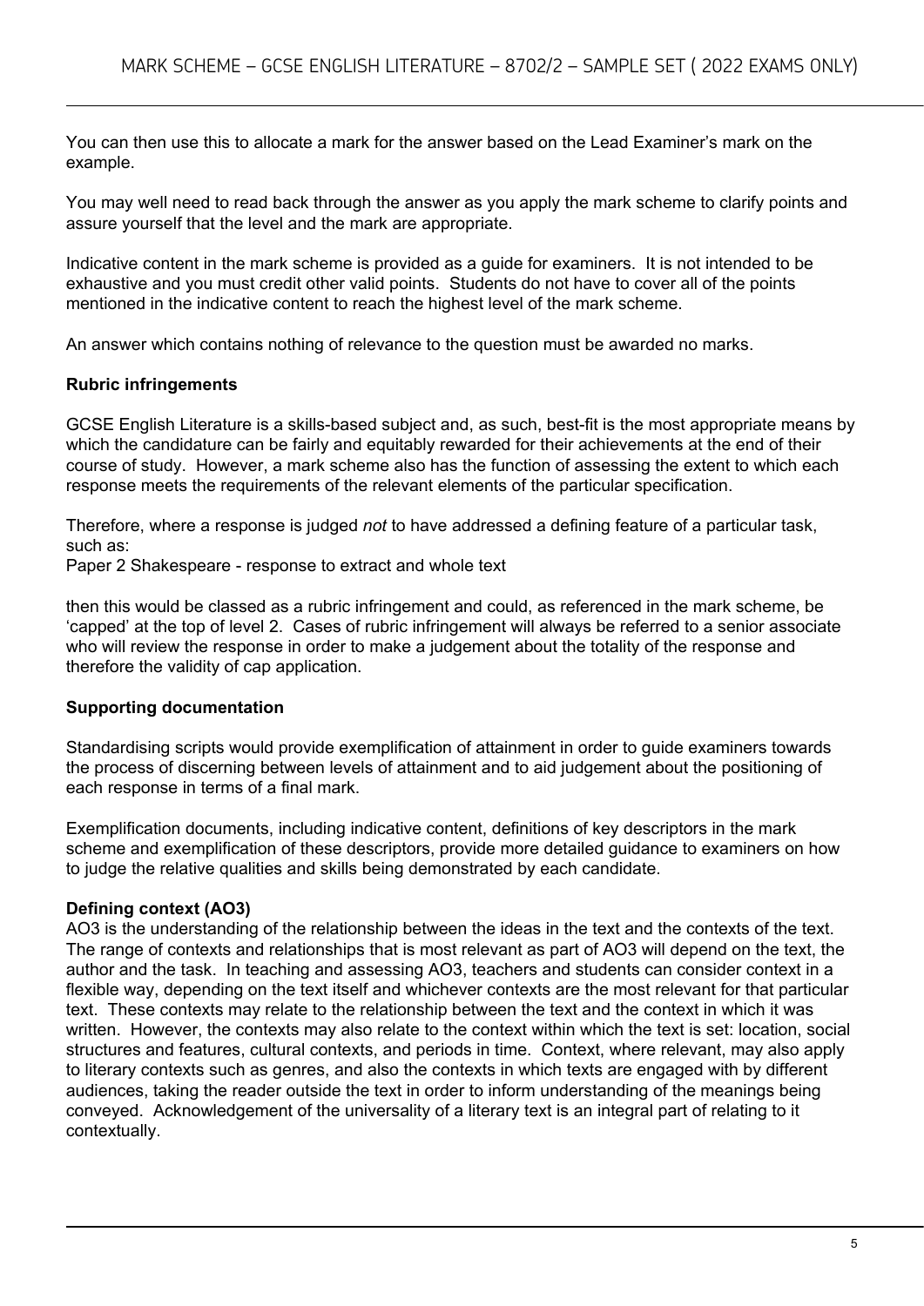You can then use this to allocate a mark for the answer based on the Lead Examiner's mark on the example.

You may well need to read back through the answer as you apply the mark scheme to clarify points and assure yourself that the level and the mark are appropriate.

Indicative content in the mark scheme is provided as a guide for examiners. It is not intended to be exhaustive and you must credit other valid points. Students do not have to cover all of the points mentioned in the indicative content to reach the highest level of the mark scheme.

An answer which contains nothing of relevance to the question must be awarded no marks.

**Rubric infringements**

GCSE English Literature is a skills-based subject and, as such, best-fit is the most appropriate means by which the candidature can be fairly and equitably rewarded for their achievements at the end of their course of study. However, a mark scheme also has the function of assessing the extent to which each response meets the requirements of the relevant elements of the particular specification.

Therefore, where a response is judged *not* to have addressed a defining feature of a particular task, such as:
Paper 2 Shakespeare - response to extract and whole text

then this would be classed as a rubric infringement and could, as referenced in the mark scheme, be 'capped' at the top of level 2. Cases of rubric infringement will always be referred to a senior associate who will review the response in order to make a judgement about the totality of the response and therefore the validity of cap application.

**Supporting documentation**

Standardising scripts would provide exemplification of attainment in order to guide examiners towards the process of discerning between levels of attainment and to aid judgement about the positioning of each response in terms of a final mark.

Exemplification documents, including indicative content, definitions of key descriptors in the mark scheme and exemplification of these descriptors, provide more detailed guidance to examiners on how to judge the relative qualities and skills being demonstrated by each candidate.

**Defining context (AO3)**

AO3 is the understanding of the relationship between the ideas in the text and the contexts of the text. The range of contexts and relationships that is most relevant as part of AO3 will depend on the text, the author and the task. In teaching and assessing AO3, teachers and students can consider context in a flexible way, depending on the text itself and whichever contexts are the most relevant for that particular text. These contexts may relate to the relationship between the text and the context in which it was written. However, the contexts may also relate to the context within which the text is set: location, social structures and features, cultural contexts, and periods in time. Context, where relevant, may also apply to literary contexts such as genres, and also the contexts in which texts are engaged with by different audiences, taking the reader outside the text in order to inform understanding of the meanings being conveyed. Acknowledgement of the universality of a literary text is an integral part of relating to it contextually.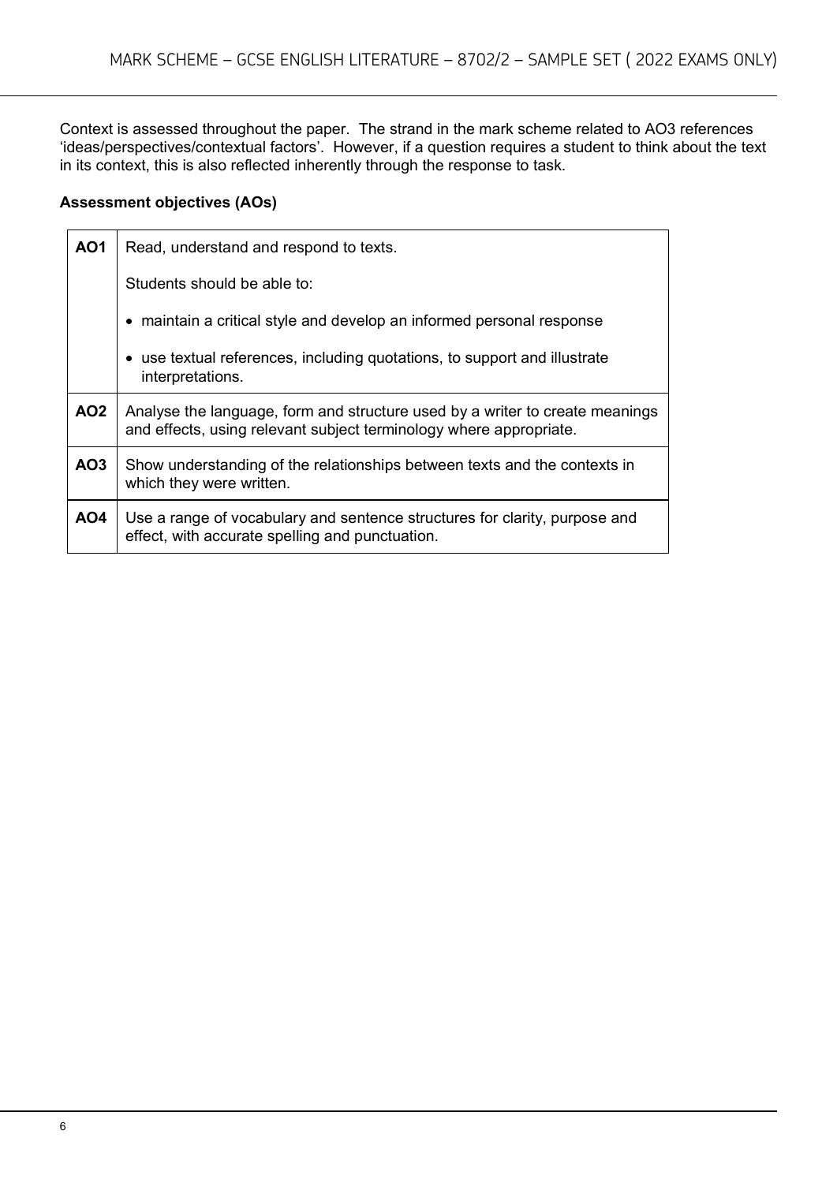Context is assessed throughout the paper. The strand in the mark scheme related to AO3 references 'ideas/perspectives/contextual factors'. However, if a question requires a student to think about the text in its context, this is also reflected inherently through the response to task.

**Assessment objectives (AOs)**

| | |
|---|---|
| **AO1** | Read, understand and respond to texts.<br><br>Students should be able to:<br><br>• maintain a critical style and develop an informed personal response<br><br>• use textual references, including quotations, to support and illustrate interpretations. |
| **AO2** | Analyse the language, form and structure used by a writer to create meanings and effects, using relevant subject terminology where appropriate. |
| **AO3** | Show understanding of the relationships between texts and the contexts in which they were written. |
| **AO4** | Use a range of vocabulary and sentence structures for clarity, purpose and effect, with accurate spelling and punctuation. |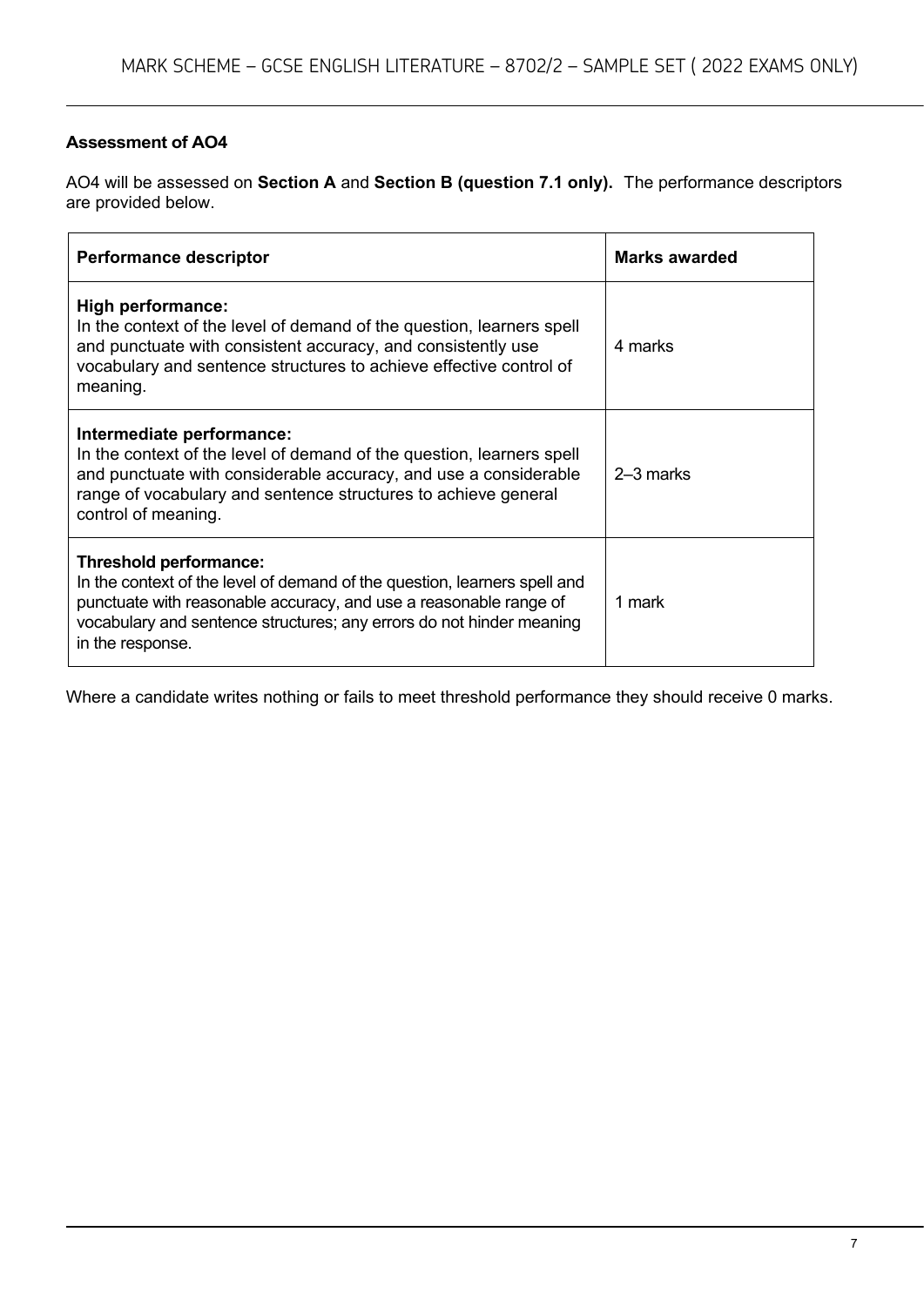**Assessment of AO4**

AO4 will be assessed on **Section A** and **Section B (question 7.1 only).** The performance descriptors are provided below.

| Performance descriptor | Marks awarded |
| --- | --- |
| **High performance:** In the context of the level of demand of the question, learners spell and punctuate with consistent accuracy, and consistently use vocabulary and sentence structures to achieve effective control of meaning. | 4 marks |
| **Intermediate performance:** In the context of the level of demand of the question, learners spell and punctuate with considerable accuracy, and use a considerable range of vocabulary and sentence structures to achieve general control of meaning. | 2–3 marks |
| **Threshold performance:** In the context of the level of demand of the question, learners spell and punctuate with reasonable accuracy, and use a reasonable range of vocabulary and sentence structures; any errors do not hinder meaning in the response. | 1 mark |

Where a candidate writes nothing or fails to meet threshold performance they should receive 0 marks.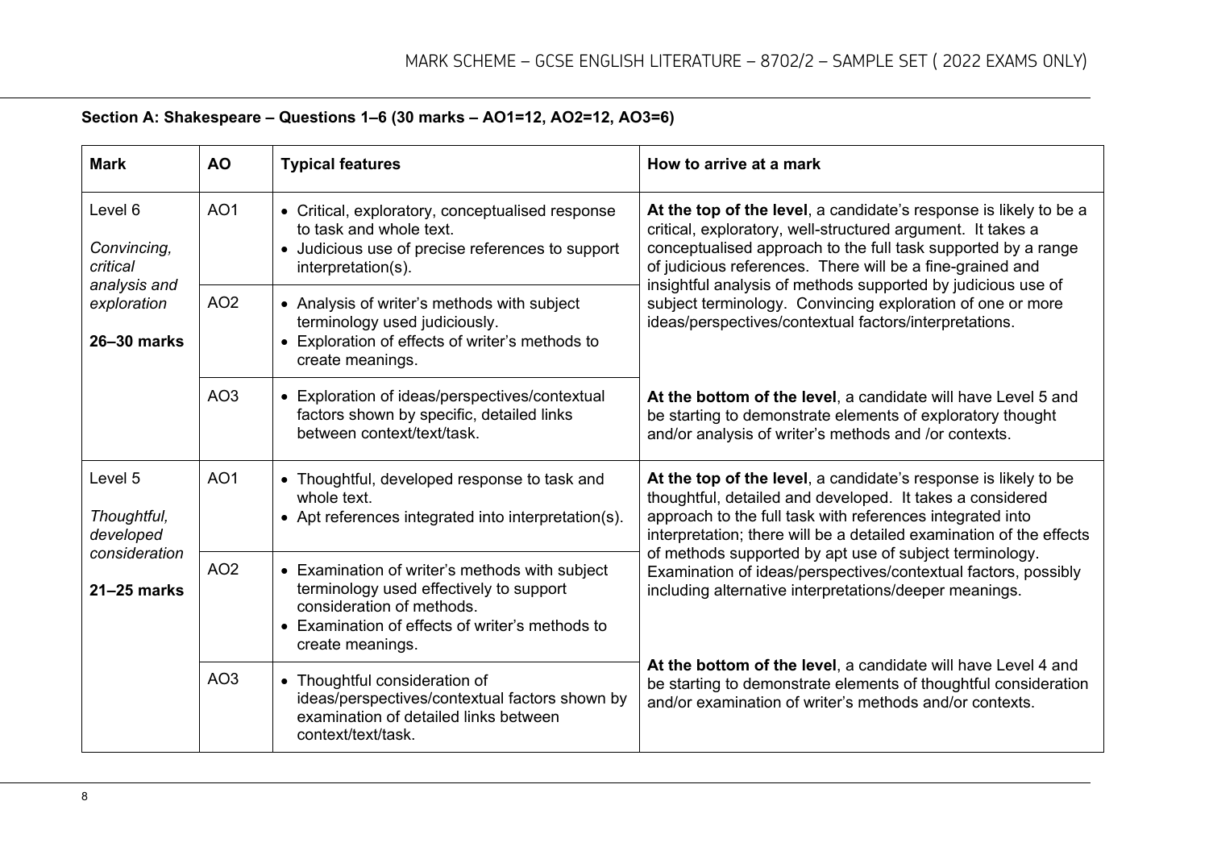**Section A: Shakespeare – Questions 1–6 (30 marks – AO1=12, AO2=12, AO3=6)**

| Mark | AO | Typical features | How to arrive at a mark |
|---|---|---|---|
| Level 6<br><br>*Convincing, critical analysis and exploration*<br><br>**26–30 marks** | AO1 | • Critical, exploratory, conceptualised response to task and whole text.<br>• Judicious use of precise references to support interpretation(s). | **At the top of the level**, a candidate's response is likely to be a critical, exploratory, well-structured argument. It takes a conceptualised approach to the full task supported by a range of judicious references. There will be a fine-grained and insightful analysis of methods supported by judicious use of subject terminology. Convincing exploration of one or more ideas/perspectives/contextual factors/interpretations. |
| | AO2 | • Analysis of writer's methods with subject terminology used judiciously.<br>• Exploration of effects of writer's methods to create meanings. | |
| | AO3 | • Exploration of ideas/perspectives/contextual factors shown by specific, detailed links between context/text/task. | **At the bottom of the level**, a candidate will have Level 5 and be starting to demonstrate elements of exploratory thought and/or analysis of writer's methods and /or contexts. |
| Level 5<br><br>*Thoughtful, developed consideration*<br><br>**21–25 marks** | AO1 | • Thoughtful, developed response to task and whole text.<br>• Apt references integrated into interpretation(s). | **At the top of the level**, a candidate's response is likely to be thoughtful, detailed and developed. It takes a considered approach to the full task with references integrated into interpretation; there will be a detailed examination of the effects of methods supported by apt use of subject terminology. Examination of ideas/perspectives/contextual factors, possibly including alternative interpretations/deeper meanings. |
| | AO2 | • Examination of writer's methods with subject terminology used effectively to support consideration of methods.<br>• Examination of effects of writer's methods to create meanings. | |
| | AO3 | • Thoughtful consideration of ideas/perspectives/contextual factors shown by examination of detailed links between context/text/task. | **At the bottom of the level**, a candidate will have Level 4 and be starting to demonstrate elements of thoughtful consideration and/or examination of writer's methods and/or contexts. |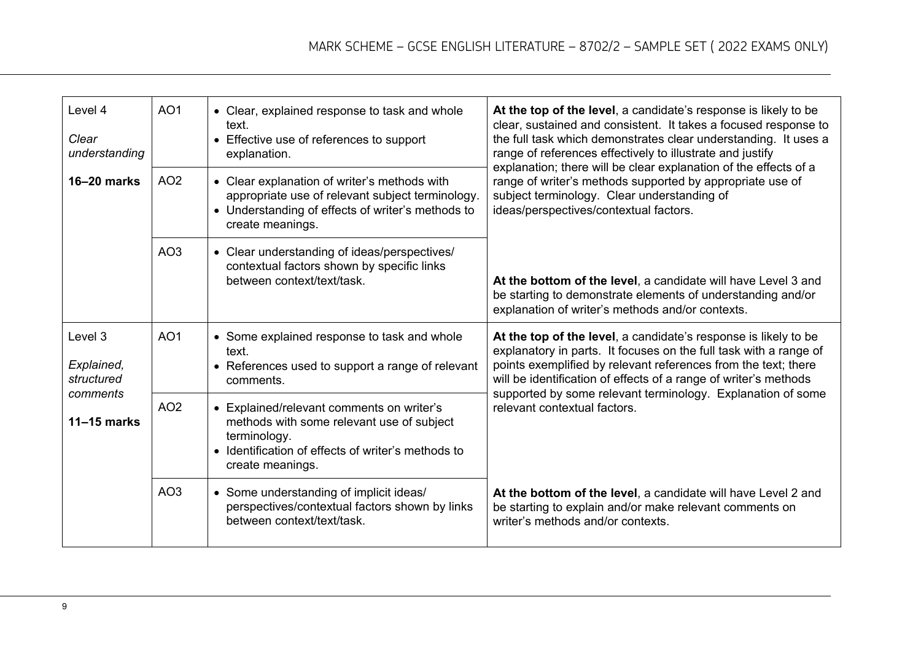| Level | AO | Descriptor | Guidance |
| --- | --- | --- | --- |
| Level 4<br><br>*Clear understanding*<br><br>**16–20 marks** | AO1 | • Clear, explained response to task and whole text.<br>• Effective use of references to support explanation. | **At the top of the level**, a candidate's response is likely to be clear, sustained and consistent. It takes a focused response to the full task which demonstrates clear understanding. It uses a range of references effectively to illustrate and justify explanation; there will be clear explanation of the effects of a range of writer's methods supported by appropriate use of subject terminology. Clear understanding of ideas/perspectives/contextual factors. |
| | AO2 | • Clear explanation of writer's methods with appropriate use of relevant subject terminology.<br>• Understanding of effects of writer's methods to create meanings. | |
| | AO3 | • Clear understanding of ideas/perspectives/ contextual factors shown by specific links between context/text/task. | **At the bottom of the level**, a candidate will have Level 3 and be starting to demonstrate elements of understanding and/or explanation of writer's methods and/or contexts. |
| Level 3<br><br>*Explained, structured comments*<br><br>**11–15 marks** | AO1 | • Some explained response to task and whole text.<br>• References used to support a range of relevant comments. | **At the top of the level**, a candidate's response is likely to be explanatory in parts. It focuses on the full task with a range of points exemplified by relevant references from the text; there will be identification of effects of a range of writer's methods supported by some relevant terminology. Explanation of some relevant contextual factors. |
| | AO2 | • Explained/relevant comments on writer's methods with some relevant use of subject terminology.<br>• Identification of effects of writer's methods to create meanings. | |
| | AO3 | • Some understanding of implicit ideas/ perspectives/contextual factors shown by links between context/text/task. | **At the bottom of the level**, a candidate will have Level 2 and be starting to explain and/or make relevant comments on writer's methods and/or contexts. |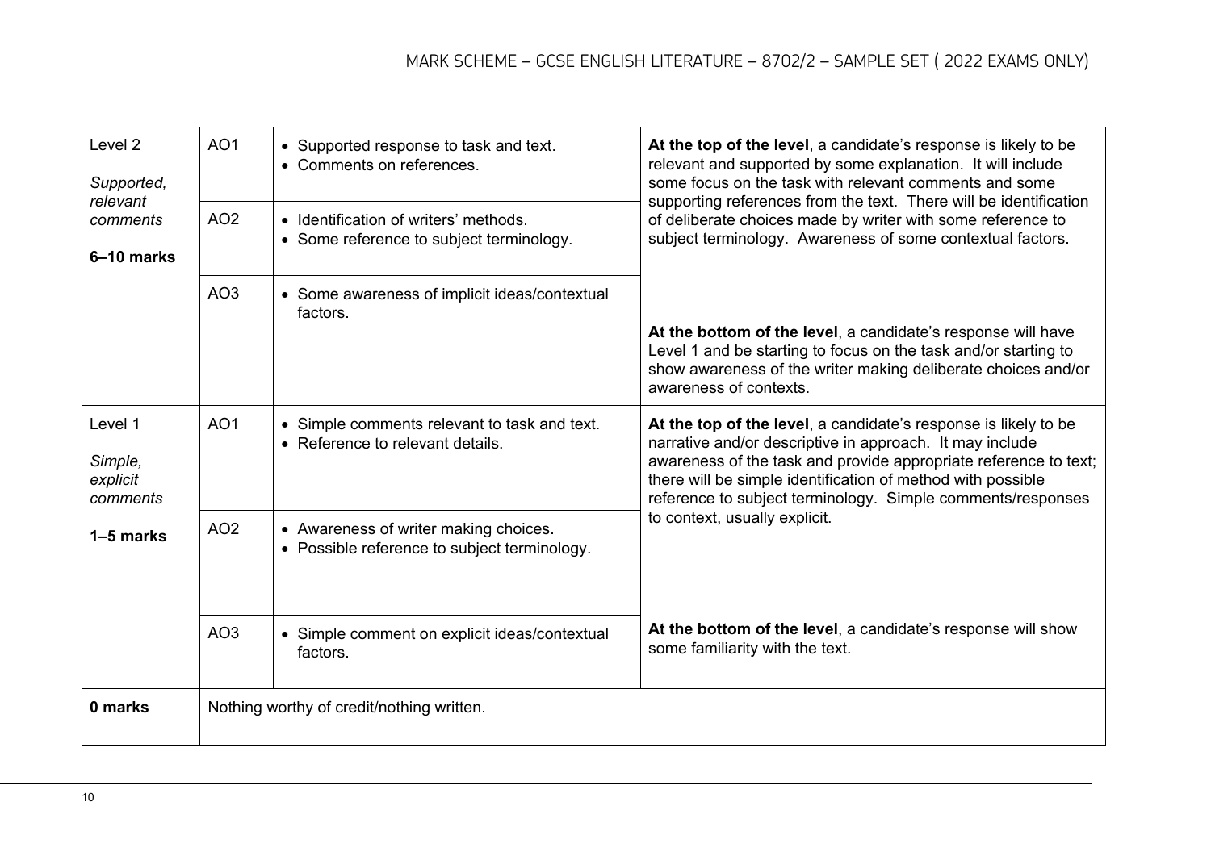| | | | |
|---|---|---|---|
| Level 2<br><br>*Supported, relevant comments*<br><br>**6–10 marks** | AO1 | • Supported response to task and text.<br>• Comments on references. | **At the top of the level**, a candidate's response is likely to be relevant and supported by some explanation. It will include some focus on the task with relevant comments and some supporting references from the text. There will be identification of deliberate choices made by writer with some reference to subject terminology. Awareness of some contextual factors. |
| | AO2 | • Identification of writers' methods.<br>• Some reference to subject terminology. | |
| | AO3 | • Some awareness of implicit ideas/contextual factors. | **At the bottom of the level**, a candidate's response will have Level 1 and be starting to focus on the task and/or starting to show awareness of the writer making deliberate choices and/or awareness of contexts. |
| Level 1<br><br>*Simple, explicit comments*<br><br>**1–5 marks** | AO1 | • Simple comments relevant to task and text.<br>• Reference to relevant details. | **At the top of the level**, a candidate's response is likely to be narrative and/or descriptive in approach. It may include awareness of the task and provide appropriate reference to text; there will be simple identification of method with possible reference to subject terminology. Simple comments/responses to context, usually explicit. |
| | AO2 | • Awareness of writer making choices.<br>• Possible reference to subject terminology. | |
| | AO3 | • Simple comment on explicit ideas/contextual factors. | **At the bottom of the level**, a candidate's response will show some familiarity with the text. |
| **0 marks** | Nothing worthy of credit/nothing written. | | |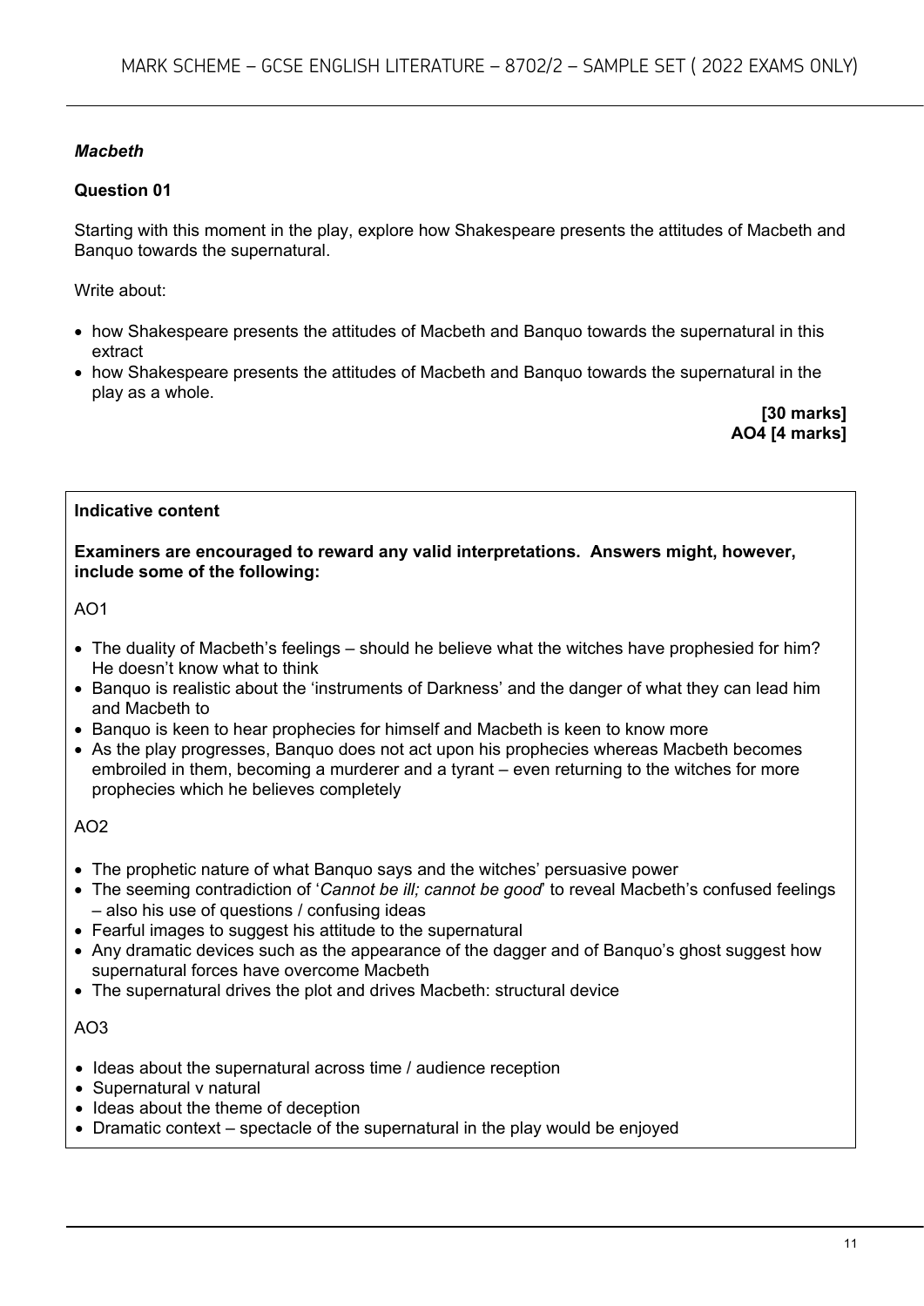***Macbeth***

**Question 01**

Starting with this moment in the play, explore how Shakespeare presents the attitudes of Macbeth and Banquo towards the supernatural.

Write about:

- how Shakespeare presents the attitudes of Macbeth and Banquo towards the supernatural in this extract
- how Shakespeare presents the attitudes of Macbeth and Banquo towards the supernatural in the play as a whole.

**[30 marks]**
**AO4 [4 marks]**

**Indicative content**

**Examiners are encouraged to reward any valid interpretations. Answers might, however, include some of the following:**

AO1

- The duality of Macbeth's feelings – should he believe what the witches have prophesied for him? He doesn't know what to think
- Banquo is realistic about the 'instruments of Darkness' and the danger of what they can lead him and Macbeth to
- Banquo is keen to hear prophecies for himself and Macbeth is keen to know more
- As the play progresses, Banquo does not act upon his prophecies whereas Macbeth becomes embroiled in them, becoming a murderer and a tyrant – even returning to the witches for more prophecies which he believes completely

AO2

- The prophetic nature of what Banquo says and the witches' persuasive power
- The seeming contradiction of '*Cannot be ill; cannot be good*' to reveal Macbeth's confused feelings – also his use of questions / confusing ideas
- Fearful images to suggest his attitude to the supernatural
- Any dramatic devices such as the appearance of the dagger and of Banquo's ghost suggest how supernatural forces have overcome Macbeth
- The supernatural drives the plot and drives Macbeth: structural device

AO3

- Ideas about the supernatural across time / audience reception
- Supernatural v natural
- Ideas about the theme of deception
- Dramatic context – spectacle of the supernatural in the play would be enjoyed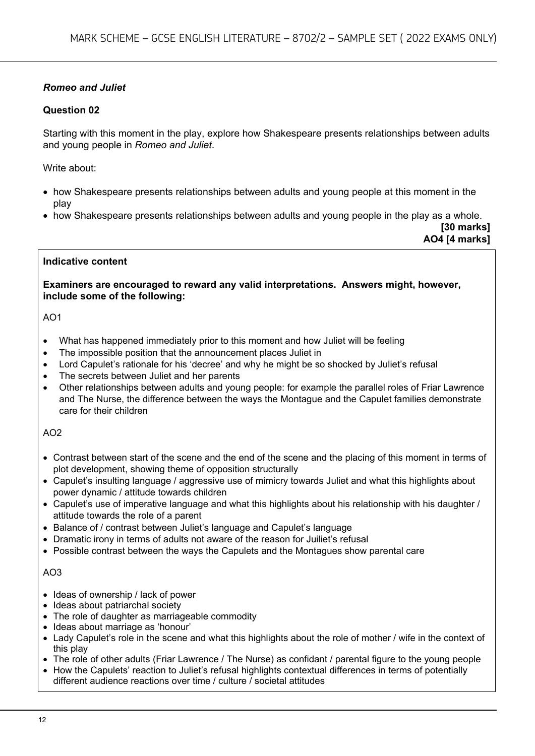***Romeo and Juliet***

**Question 02**

Starting with this moment in the play, explore how Shakespeare presents relationships between adults and young people in *Romeo and Juliet*.

Write about:

- how Shakespeare presents relationships between adults and young people at this moment in the play
- how Shakespeare presents relationships between adults and young people in the play as a whole.

**[30 marks]**
**AO4 [4 marks]**

**Indicative content**

**Examiners are encouraged to reward any valid interpretations. Answers might, however, include some of the following:**

AO1

- What has happened immediately prior to this moment and how Juliet will be feeling
- The impossible position that the announcement places Juliet in
- Lord Capulet's rationale for his 'decree' and why he might be so shocked by Juliet's refusal
- The secrets between Juliet and her parents
- Other relationships between adults and young people: for example the parallel roles of Friar Lawrence and The Nurse, the difference between the ways the Montague and the Capulet families demonstrate care for their children

AO2

- Contrast between start of the scene and the end of the scene and the placing of this moment in terms of plot development, showing theme of opposition structurally
- Capulet's insulting language / aggressive use of mimicry towards Juliet and what this highlights about power dynamic / attitude towards children
- Capulet's use of imperative language and what this highlights about his relationship with his daughter / attitude towards the role of a parent
- Balance of / contrast between Juliet's language and Capulet's language
- Dramatic irony in terms of adults not aware of the reason for Juiliet's refusal
- Possible contrast between the ways the Capulets and the Montagues show parental care

AO3

- Ideas of ownership / lack of power
- Ideas about patriarchal society
- The role of daughter as marriageable commodity
- Ideas about marriage as 'honour'
- Lady Capulet's role in the scene and what this highlights about the role of mother / wife in the context of this play
- The role of other adults (Friar Lawrence / The Nurse) as confidant / parental figure to the young people
- How the Capulets' reaction to Juliet's refusal highlights contextual differences in terms of potentially different audience reactions over time / culture / societal attitudes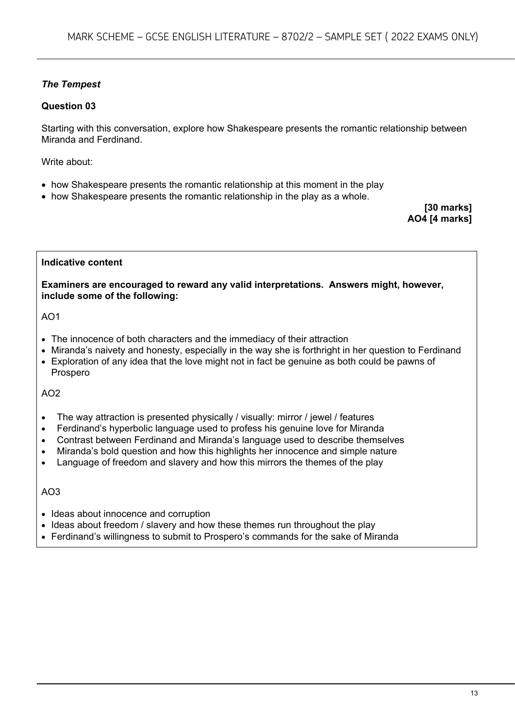***The Tempest***

**Question 03**

Starting with this conversation, explore how Shakespeare presents the romantic relationship between Miranda and Ferdinand.

Write about:

- how Shakespeare presents the romantic relationship at this moment in the play
- how Shakespeare presents the romantic relationship in the play as a whole.

**[30 marks]**
**AO4 [4 marks]**

**Indicative content**

**Examiners are encouraged to reward any valid interpretations. Answers might, however, include some of the following:**

AO1

- The innocence of both characters and the immediacy of their attraction
- Miranda's naivety and honesty, especially in the way she is forthright in her question to Ferdinand
- Exploration of any idea that the love might not in fact be genuine as both could be pawns of Prospero

AO2

- The way attraction is presented physically / visually: mirror / jewel / features
- Ferdinand's hyperbolic language used to profess his genuine love for Miranda
- Contrast between Ferdinand and Miranda's language used to describe themselves
- Miranda's bold question and how this highlights her innocence and simple nature
- Language of freedom and slavery and how this mirrors the themes of the play

AO3

- Ideas about innocence and corruption
- Ideas about freedom / slavery and how these themes run throughout the play
- Ferdinand's willingness to submit to Prospero's commands for the sake of Miranda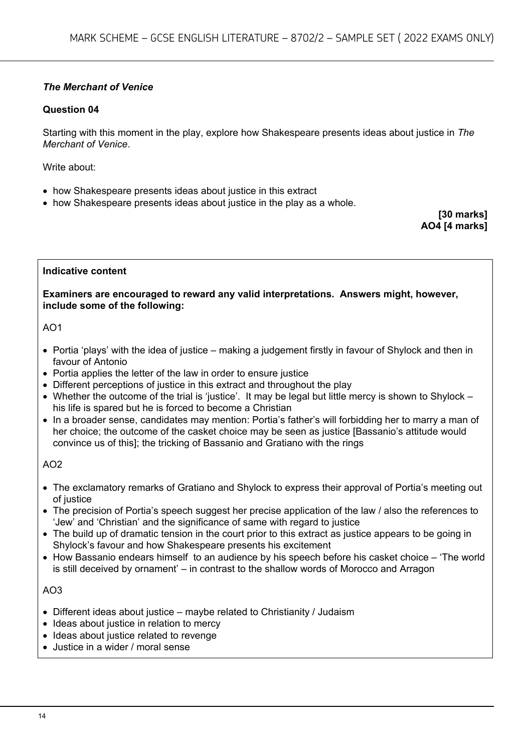***The Merchant of Venice***

**Question 04**

Starting with this moment in the play, explore how Shakespeare presents ideas about justice in *The Merchant of Venice*.

Write about:

- how Shakespeare presents ideas about justice in this extract
- how Shakespeare presents ideas about justice in the play as a whole.

**[30 marks]**
**AO4 [4 marks]**

**Indicative content**

**Examiners are encouraged to reward any valid interpretations. Answers might, however, include some of the following:**

AO1

- Portia 'plays' with the idea of justice – making a judgement firstly in favour of Shylock and then in favour of Antonio
- Portia applies the letter of the law in order to ensure justice
- Different perceptions of justice in this extract and throughout the play
- Whether the outcome of the trial is 'justice'. It may be legal but little mercy is shown to Shylock – his life is spared but he is forced to become a Christian
- In a broader sense, candidates may mention: Portia's father's will forbidding her to marry a man of her choice; the outcome of the casket choice may be seen as justice [Bassanio's attitude would convince us of this]; the tricking of Bassanio and Gratiano with the rings

AO2

- The exclamatory remarks of Gratiano and Shylock to express their approval of Portia's meeting out of justice
- The precision of Portia's speech suggest her precise application of the law / also the references to 'Jew' and 'Christian' and the significance of same with regard to justice
- The build up of dramatic tension in the court prior to this extract as justice appears to be going in Shylock's favour and how Shakespeare presents his excitement
- How Bassanio endears himself to an audience by his speech before his casket choice – 'The world is still deceived by ornament' – in contrast to the shallow words of Morocco and Arragon

AO3

- Different ideas about justice – maybe related to Christianity / Judaism
- Ideas about justice in relation to mercy
- Ideas about justice related to revenge
- Justice in a wider / moral sense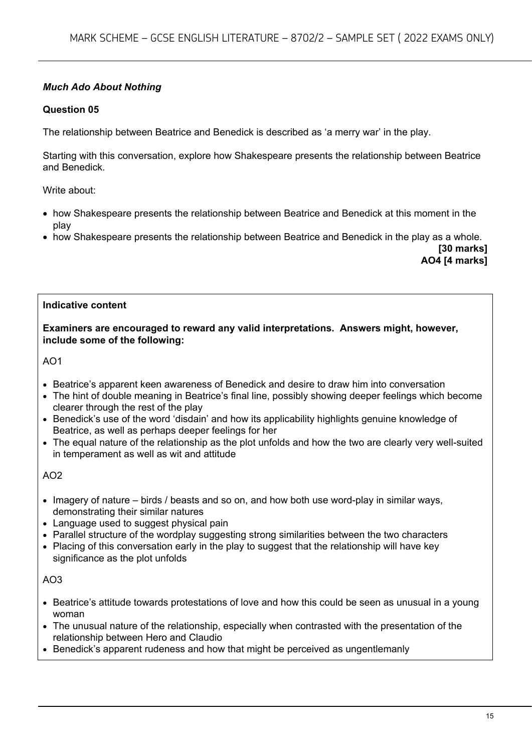***Much Ado About Nothing***

**Question 05**

The relationship between Beatrice and Benedick is described as 'a merry war' in the play.

Starting with this conversation, explore how Shakespeare presents the relationship between Beatrice and Benedick.

Write about:

- how Shakespeare presents the relationship between Beatrice and Benedick at this moment in the play
- how Shakespeare presents the relationship between Beatrice and Benedick in the play as a whole.

**[30 marks]**
**AO4 [4 marks]**

**Indicative content**

**Examiners are encouraged to reward any valid interpretations. Answers might, however, include some of the following:**

AO1

- Beatrice's apparent keen awareness of Benedick and desire to draw him into conversation
- The hint of double meaning in Beatrice's final line, possibly showing deeper feelings which become clearer through the rest of the play
- Benedick's use of the word 'disdain' and how its applicability highlights genuine knowledge of Beatrice, as well as perhaps deeper feelings for her
- The equal nature of the relationship as the plot unfolds and how the two are clearly very well-suited in temperament as well as wit and attitude

AO2

- Imagery of nature – birds / beasts and so on, and how both use word-play in similar ways, demonstrating their similar natures
- Language used to suggest physical pain
- Parallel structure of the wordplay suggesting strong similarities between the two characters
- Placing of this conversation early in the play to suggest that the relationship will have key significance as the plot unfolds

AO3

- Beatrice's attitude towards protestations of love and how this could be seen as unusual in a young woman
- The unusual nature of the relationship, especially when contrasted with the presentation of the relationship between Hero and Claudio
- Benedick's apparent rudeness and how that might be perceived as ungentlemanly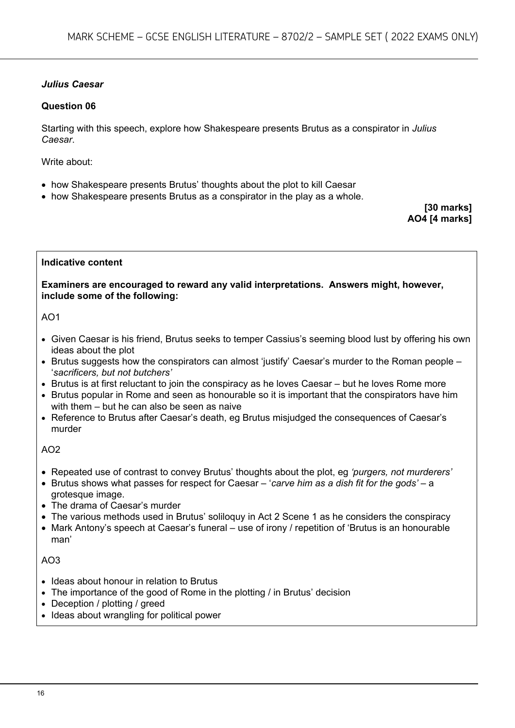***Julius Caesar***

**Question 06**

Starting with this speech, explore how Shakespeare presents Brutus as a conspirator in *Julius Caesar*.

Write about:

- how Shakespeare presents Brutus' thoughts about the plot to kill Caesar
- how Shakespeare presents Brutus as a conspirator in the play as a whole.

**[30 marks]**
**AO4 [4 marks]**

**Indicative content**

**Examiners are encouraged to reward any valid interpretations. Answers might, however, include some of the following:**

AO1

- Given Caesar is his friend, Brutus seeks to temper Cassius's seeming blood lust by offering his own ideas about the plot
- Brutus suggests how the conspirators can almost 'justify' Caesar's murder to the Roman people – '*sacrificers, but not butchers'*
- Brutus is at first reluctant to join the conspiracy as he loves Caesar – but he loves Rome more
- Brutus popular in Rome and seen as honourable so it is important that the conspirators have him with them – but he can also be seen as naive
- Reference to Brutus after Caesar's death, eg Brutus misjudged the consequences of Caesar's murder

AO2

- Repeated use of contrast to convey Brutus' thoughts about the plot, eg *'purgers, not murderers'*
- Brutus shows what passes for respect for Caesar – '*carve him as a dish fit for the gods'* – a grotesque image.
- The drama of Caesar's murder
- The various methods used in Brutus' soliloquy in Act 2 Scene 1 as he considers the conspiracy
- Mark Antony's speech at Caesar's funeral – use of irony / repetition of 'Brutus is an honourable man'

AO3

- Ideas about honour in relation to Brutus
- The importance of the good of Rome in the plotting / in Brutus' decision
- Deception / plotting / greed
- Ideas about wrangling for political power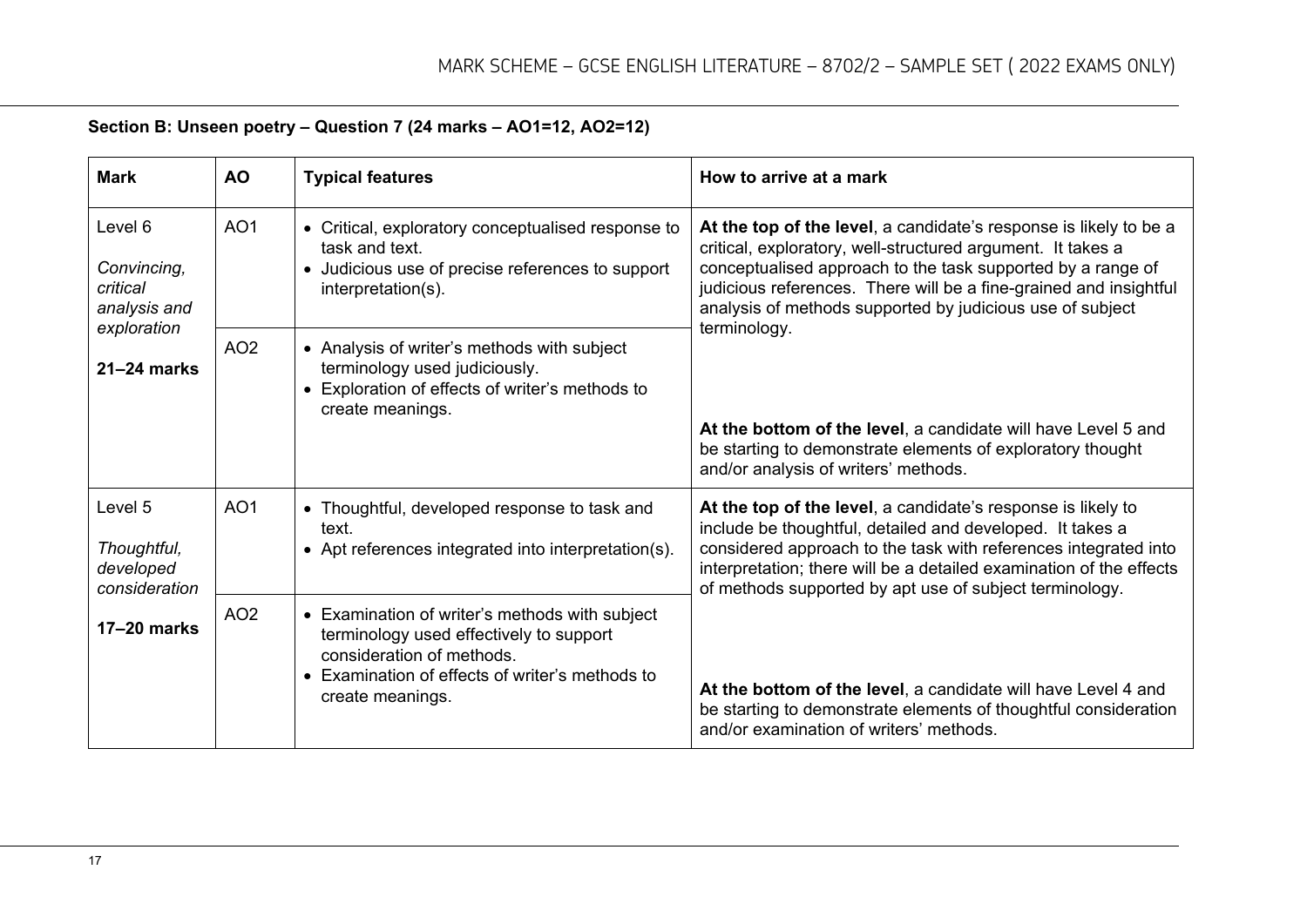**Section B: Unseen poetry – Question 7 (24 marks – AO1=12, AO2=12)**

| Mark | AO | Typical features | How to arrive at a mark |
|---|---|---|---|
| Level 6<br><br>*Convincing, critical analysis and exploration*<br><br>**21–24 marks** | AO1 | • Critical, exploratory conceptualised response to task and text.<br>• Judicious use of precise references to support interpretation(s). | **At the top of the level**, a candidate's response is likely to be a critical, exploratory, well-structured argument. It takes a conceptualised approach to the task supported by a range of judicious references. There will be a fine-grained and insightful analysis of methods supported by judicious use of subject terminology.<br><br>**At the bottom of the level**, a candidate will have Level 5 and be starting to demonstrate elements of exploratory thought and/or analysis of writers' methods. |
| | AO2 | • Analysis of writer's methods with subject terminology used judiciously.<br>• Exploration of effects of writer's methods to create meanings. | |
| Level 5<br><br>*Thoughtful, developed consideration*<br><br>**17–20 marks** | AO1 | • Thoughtful, developed response to task and text.<br>• Apt references integrated into interpretation(s). | **At the top of the level**, a candidate's response is likely to include be thoughtful, detailed and developed. It takes a considered approach to the task with references integrated into interpretation; there will be a detailed examination of the effects of methods supported by apt use of subject terminology.<br><br>**At the bottom of the level**, a candidate will have Level 4 and be starting to demonstrate elements of thoughtful consideration and/or examination of writers' methods. |
| | AO2 | • Examination of writer's methods with subject terminology used effectively to support consideration of methods.<br>• Examination of effects of writer's methods to create meanings. | |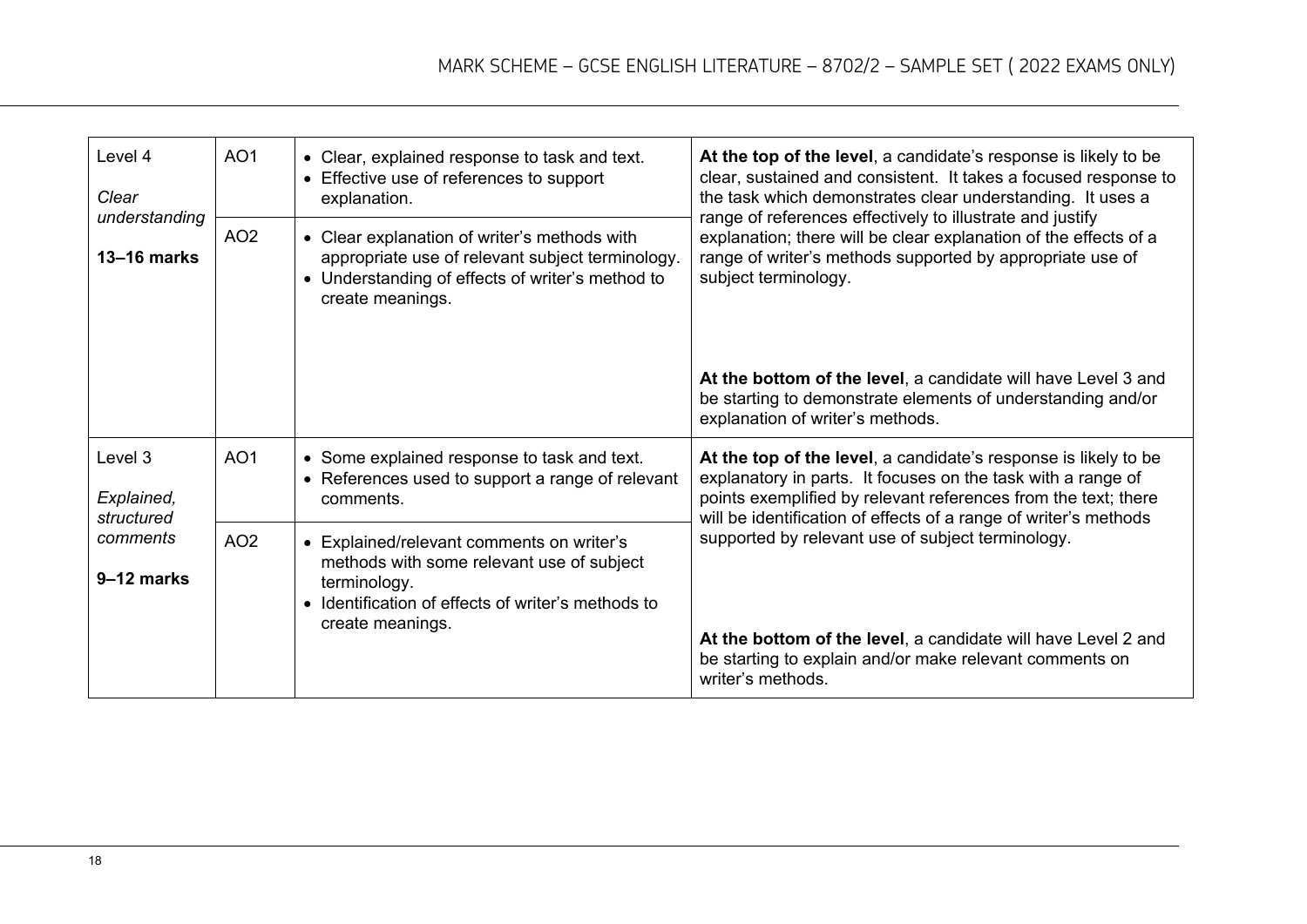| Level | AO | Descriptor | Guidance |
|---|---|---|---|
| Level 4<br>*Clear understanding*<br>**13–16 marks** | AO1 | • Clear, explained response to task and text.<br>• Effective use of references to support explanation. | **At the top of the level**, a candidate's response is likely to be clear, sustained and consistent. It takes a focused response to the task which demonstrates clear understanding. It uses a range of references effectively to illustrate and justify explanation; there will be clear explanation of the effects of a range of writer's methods supported by appropriate use of subject terminology.<br><br>**At the bottom of the level**, a candidate will have Level 3 and be starting to demonstrate elements of understanding and/or explanation of writer's methods. |
| | AO2 | • Clear explanation of writer's methods with appropriate use of relevant subject terminology.<br>• Understanding of effects of writer's method to create meanings. | |
| Level 3<br>*Explained, structured comments*<br>**9–12 marks** | AO1 | • Some explained response to task and text.<br>• References used to support a range of relevant comments. | **At the top of the level**, a candidate's response is likely to be explanatory in parts. It focuses on the task with a range of points exemplified by relevant references from the text; there will be identification of effects of a range of writer's methods supported by relevant use of subject terminology.<br><br>**At the bottom of the level**, a candidate will have Level 2 and be starting to explain and/or make relevant comments on writer's methods. |
| | AO2 | • Explained/relevant comments on writer's methods with some relevant use of subject terminology.<br>• Identification of effects of writer's methods to create meanings. | |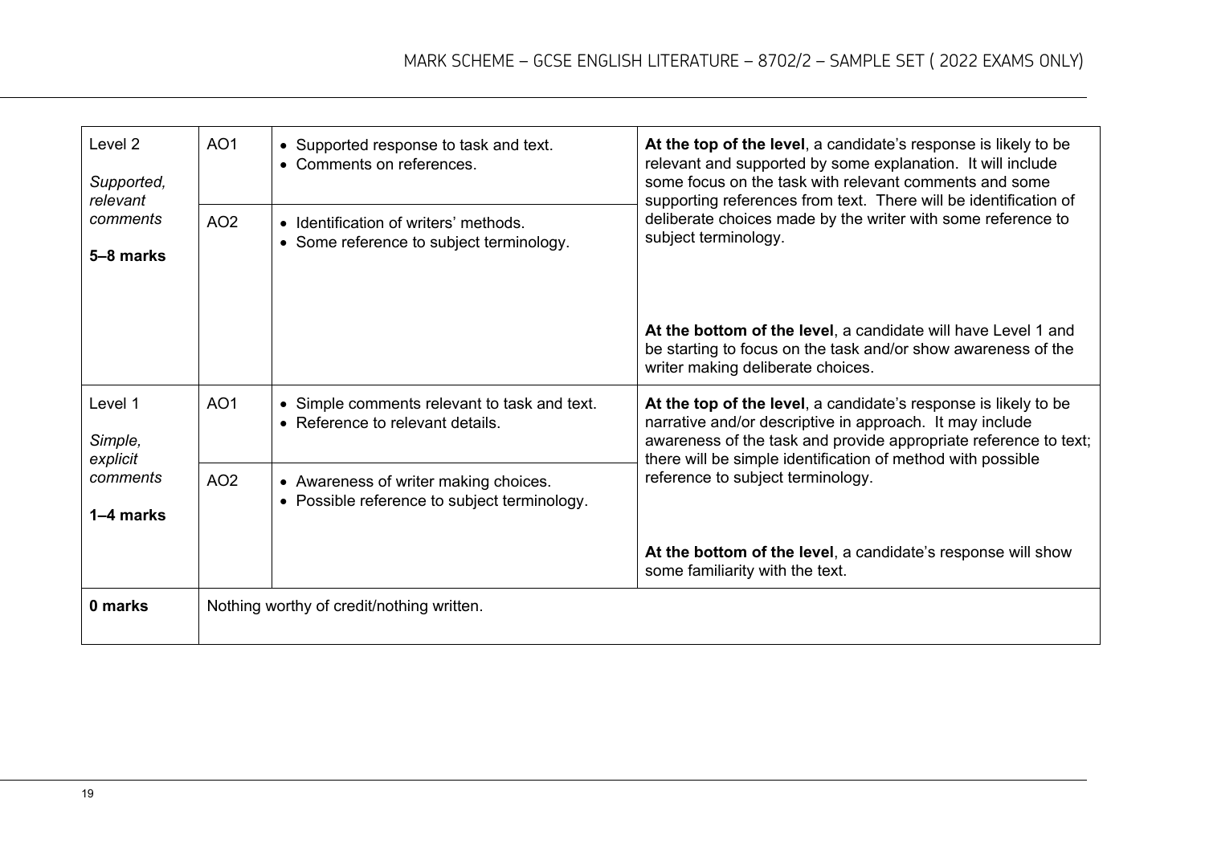| Level | AO | Criteria | Descriptor |
|---|---|---|---|
| Level 2 *Supported, relevant comments* **5–8 marks** | AO1 | • Supported response to task and text.<br>• Comments on references. | **At the top of the level**, a candidate's response is likely to be relevant and supported by some explanation. It will include some focus on the task with relevant comments and some supporting references from text. There will be identification of deliberate choices made by the writer with some reference to subject terminology.<br><br>**At the bottom of the level**, a candidate will have Level 1 and be starting to focus on the task and/or show awareness of the writer making deliberate choices. |
| | AO2 | • Identification of writers' methods.<br>• Some reference to subject terminology. | |
| Level 1 *Simple, explicit comments* **1–4 marks** | AO1 | • Simple comments relevant to task and text.<br>• Reference to relevant details. | **At the top of the level**, a candidate's response is likely to be narrative and/or descriptive in approach. It may include awareness of the task and provide appropriate reference to text; there will be simple identification of method with possible reference to subject terminology.<br><br>**At the bottom of the level**, a candidate's response will show some familiarity with the text. |
| | AO2 | • Awareness of writer making choices.<br>• Possible reference to subject terminology. | |
| **0 marks** | Nothing worthy of credit/nothing written. | | |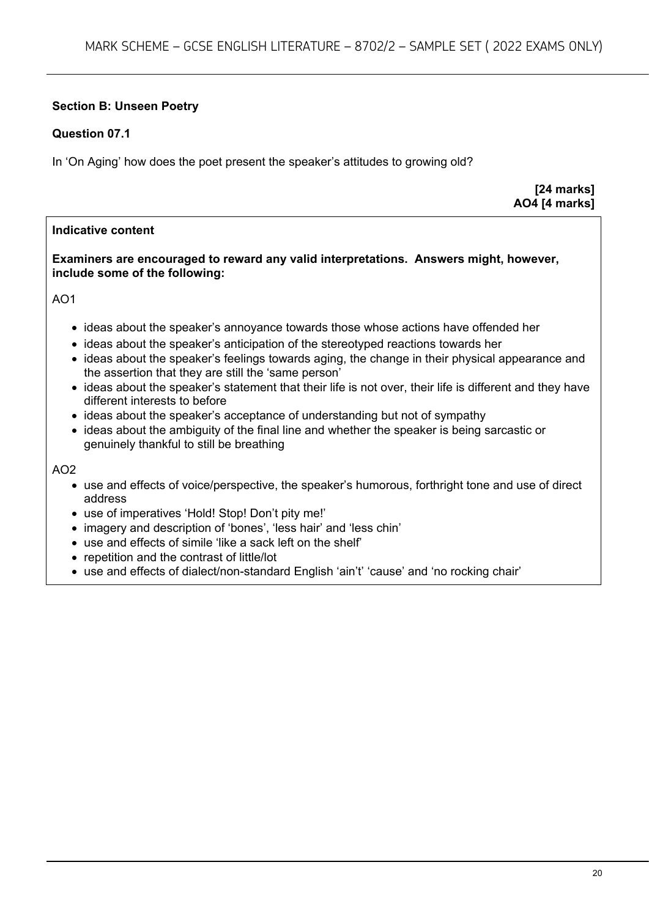**Section B: Unseen Poetry**

**Question 07.1**

In 'On Aging' how does the poet present the speaker's attitudes to growing old?

**[24 marks]**
**AO4 [4 marks]**

**Indicative content**

**Examiners are encouraged to reward any valid interpretations. Answers might, however, include some of the following:**

AO1

- ideas about the speaker's annoyance towards those whose actions have offended her
- ideas about the speaker's anticipation of the stereotyped reactions towards her
- ideas about the speaker's feelings towards aging, the change in their physical appearance and the assertion that they are still the 'same person'
- ideas about the speaker's statement that their life is not over, their life is different and they have different interests to before
- ideas about the speaker's acceptance of understanding but not of sympathy
- ideas about the ambiguity of the final line and whether the speaker is being sarcastic or genuinely thankful to still be breathing

AO2

- use and effects of voice/perspective, the speaker's humorous, forthright tone and use of direct address
- use of imperatives 'Hold! Stop! Don't pity me!'
- imagery and description of 'bones', 'less hair' and 'less chin'
- use and effects of simile 'like a sack left on the shelf'
- repetition and the contrast of little/lot
- use and effects of dialect/non-standard English 'ain't' 'cause' and 'no rocking chair'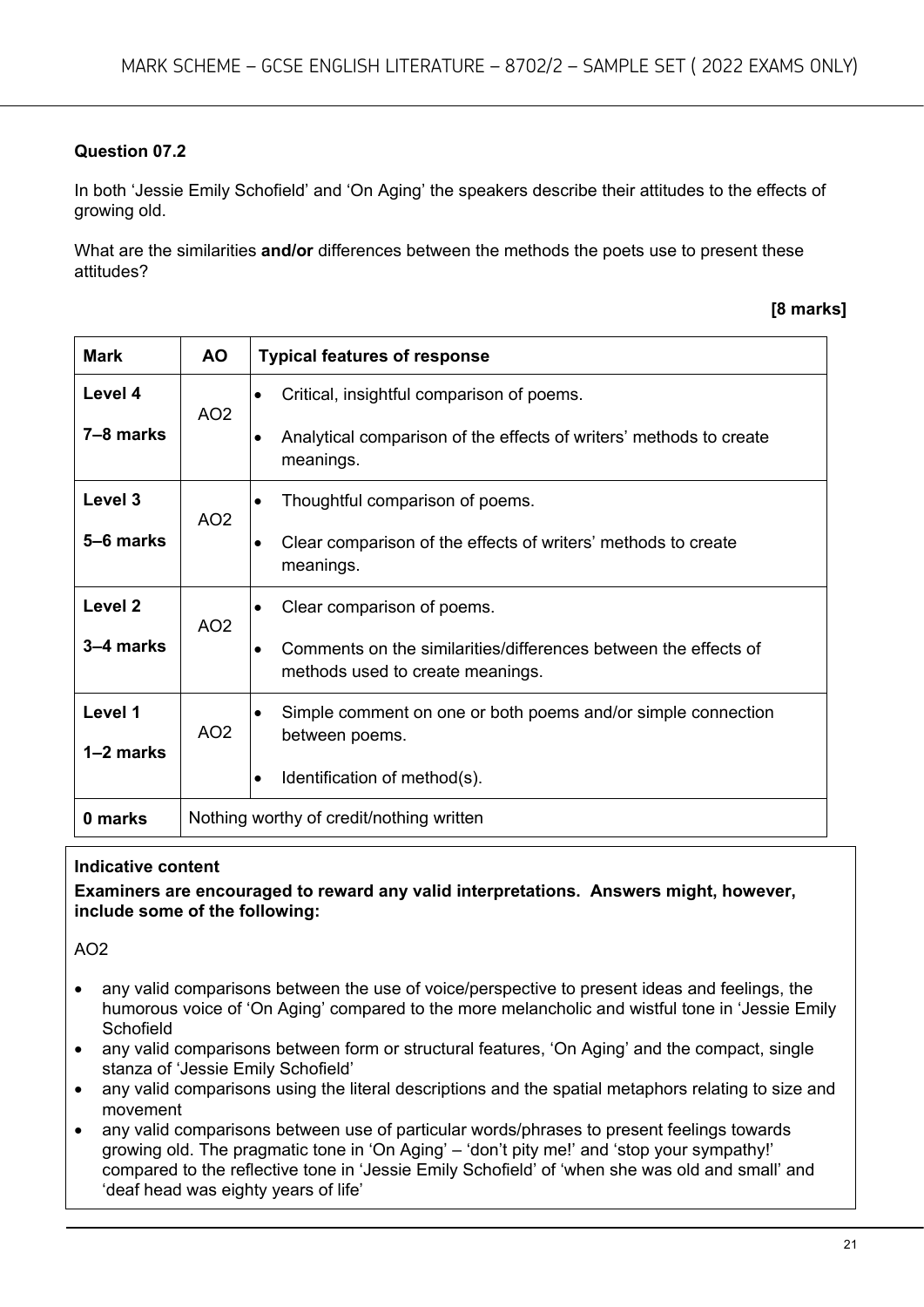**Question 07.2**

In both 'Jessie Emily Schofield' and 'On Aging' the speakers describe their attitudes to the effects of growing old.

What are the similarities **and/or** differences between the methods the poets use to present these attitudes?

**[8 marks]**

| Mark | AO | Typical features of response |
|---|---|---|
| **Level 4** **7–8 marks** | AO2 | • Critical, insightful comparison of poems. • Analytical comparison of the effects of writers' methods to create meanings. |
| **Level 3** **5–6 marks** | AO2 | • Thoughtful comparison of poems. • Clear comparison of the effects of writers' methods to create meanings. |
| **Level 2** **3–4 marks** | AO2 | • Clear comparison of poems. • Comments on the similarities/differences between the effects of methods used to create meanings. |
| **Level 1** **1–2 marks** | AO2 | • Simple comment on one or both poems and/or simple connection between poems. • Identification of method(s). |
| **0 marks** | Nothing worthy of credit/nothing written | |

**Indicative content**

**Examiners are encouraged to reward any valid interpretations. Answers might, however, include some of the following:**

AO2

- any valid comparisons between the use of voice/perspective to present ideas and feelings, the humorous voice of 'On Aging' compared to the more melancholic and wistful tone in 'Jessie Emily Schofield
- any valid comparisons between form or structural features, 'On Aging' and the compact, single stanza of 'Jessie Emily Schofield'
- any valid comparisons using the literal descriptions and the spatial metaphors relating to size and movement
- any valid comparisons between use of particular words/phrases to present feelings towards growing old. The pragmatic tone in 'On Aging' – 'don't pity me!' and 'stop your sympathy!' compared to the reflective tone in 'Jessie Emily Schofield' of 'when she was old and small' and 'deaf head was eighty years of life'